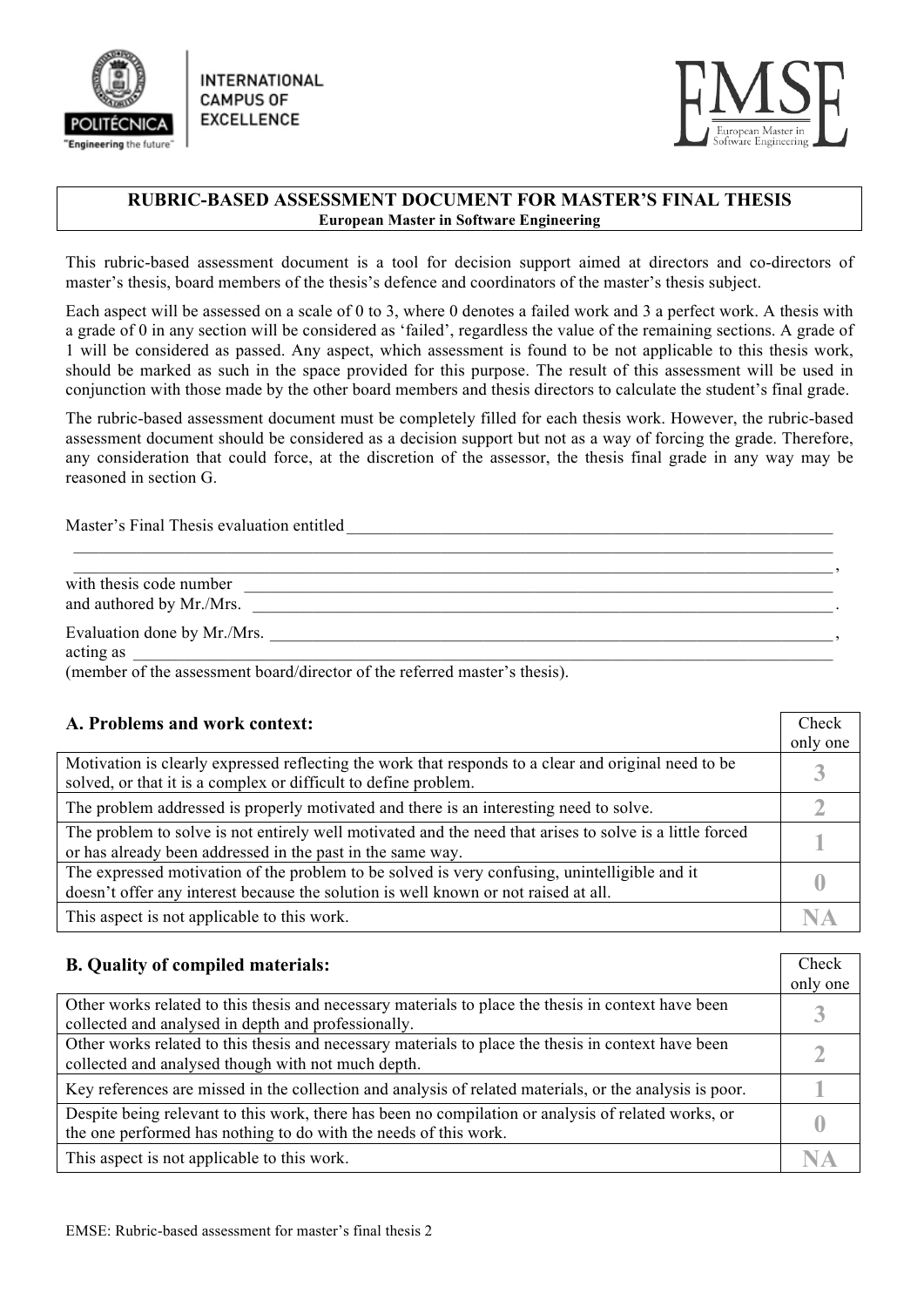INTERNATIONAL CAMPUS OF EXCELLENCE

POLITÉCNICA "Engineering the future"

EMSE European Master in Software Engineering

## RUBRIC-BASED ASSESSMENT DOCUMENT FOR MASTER'S FINAL THESIS

**European Master in Software Engineering**

This rubric-based assessment document is a tool for decision support aimed at directors and co-directors of master's thesis, board members of the thesis's defence and coordinators of the master's thesis subject.

Each aspect will be assessed on a scale of 0 to 3, where 0 denotes a failed work and 3 a perfect work. A thesis with a grade of 0 in any section will be considered as 'failed', regardless the value of the remaining sections. A grade of 1 will be considered as passed. Any aspect, which assessment is found to be not applicable to this thesis work, should be marked as such in the space provided for this purpose. The result of this assessment will be used in conjunction with those made by the other board members and thesis directors to calculate the student's final grade.

The rubric-based assessment document must be completely filled for each thesis work. However, the rubric-based assessment document should be considered as a decision support but not as a way of forcing the grade. Therefore, any consideration that could force, at the discretion of the assessor, the thesis final grade in any way may be reasoned in section G.

Master's Final Thesis evaluation entitled ____________________________________________________________
_____________________________________________________________________________________________
_____________________________________________________________________________________________,
with thesis code number ______________________________________________________________________
and authored by Mr./Mrs. _____________________________________________________________________.

Evaluation done by Mr./Mrs. __________________________________________________________________,
acting as __________________________________________________________________________________
(member of the assessment board/director of the referred master's thesis).

### A. Problems and work context:

| | Check only one |
|---|---|
| Motivation is clearly expressed reflecting the work that responds to a clear and original need to be solved, or that it is a complex or difficult to define problem. | 3 |
| The problem addressed is properly motivated and there is an interesting need to solve. | 2 |
| The problem to solve is not entirely well motivated and the need that arises to solve is a little forced or has already been addressed in the past in the same way. | 1 |
| The expressed motivation of the problem to be solved is very confusing, unintelligible and it doesn't offer any interest because the solution is well known or not raised at all. | 0 |
| This aspect is not applicable to this work. | NA |

### B. Quality of compiled materials:

| | Check only one |
|---|---|
| Other works related to this thesis and necessary materials to place the thesis in context have been collected and analysed in depth and professionally. | 3 |
| Other works related to this thesis and necessary materials to place the thesis in context have been collected and analysed though with not much depth. | 2 |
| Key references are missed in the collection and analysis of related materials, or the analysis is poor. | 1 |
| Despite being relevant to this work, there has been no compilation or analysis of related works, or the one performed has nothing to do with the needs of this work. | 0 |
| This aspect is not applicable to this work. | NA |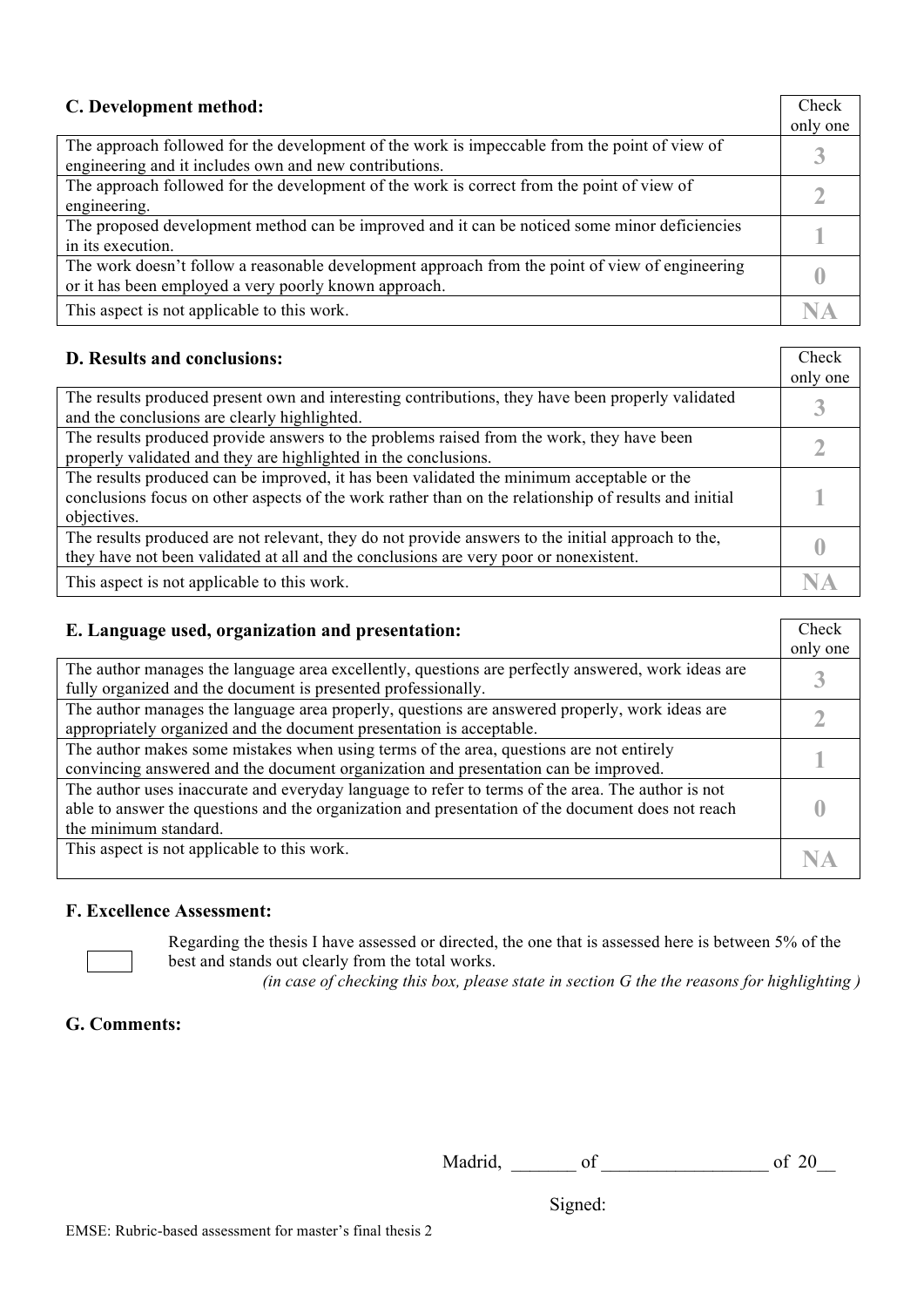| C. Development method: | Check only one |
|---|---|
| The approach followed for the development of the work is impeccable from the point of view of engineering and it includes own and new contributions. | 3 |
| The approach followed for the development of the work is correct from the point of view of engineering. | 2 |
| The proposed development method can be improved and it can be noticed some minor deficiencies in its execution. | 1 |
| The work doesn't follow a reasonable development approach from the point of view of engineering or it has been employed a very poorly known approach. | 0 |
| This aspect is not applicable to this work. | NA |

| D. Results and conclusions: | Check only one |
|---|---|
| The results produced present own and interesting contributions, they have been properly validated and the conclusions are clearly highlighted. | 3 |
| The results produced provide answers to the problems raised from the work, they have been properly validated and they are highlighted in the conclusions. | 2 |
| The results produced can be improved, it has been validated the minimum acceptable or the conclusions focus on other aspects of the work rather than on the relationship of results and initial objectives. | 1 |
| The results produced are not relevant, they do not provide answers to the initial approach to the, they have not been validated at all and the conclusions are very poor or nonexistent. | 0 |
| This aspect is not applicable to this work. | NA |

| E. Language used, organization and presentation: | Check only one |
|---|---|
| The author manages the language area excellently, questions are perfectly answered, work ideas are fully organized and the document is presented professionally. | 3 |
| The author manages the language area properly, questions are answered properly, work ideas are appropriately organized and the document presentation is acceptable. | 2 |
| The author makes some mistakes when using terms of the area, questions are not entirely convincing answered and the document organization and presentation can be improved. | 1 |
| The author uses inaccurate and everyday language to refer to terms of the area. The author is not able to answer the questions and the organization and presentation of the document does not reach the minimum standard. | 0 |
| This aspect is not applicable to this work. | NA |

### F. Excellence Assessment:

☐ Regarding the thesis I have assessed or directed, the one that is assessed here is between 5% of the best and stands out clearly from the total works.

*(in case of checking this box, please state in section G the the reasons for highlighting )*

### G. Comments:

Madrid, _______ of _________________ of 20__

Signed: